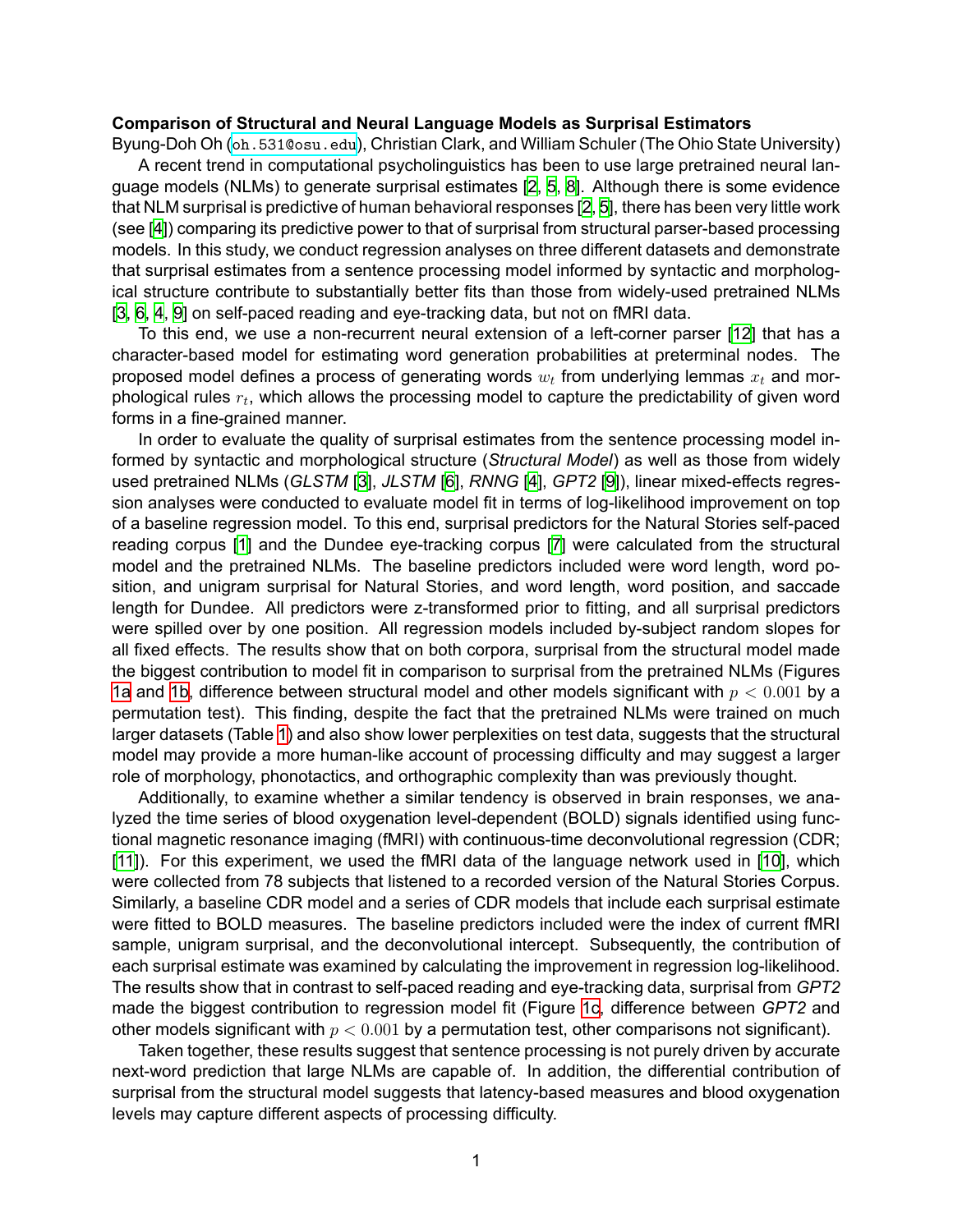**Comparison of Structural and Neural Language Models as Surprisal Estimators**

Byung-Doh Oh (oh.531@osu.edu), Christian Clark, and William Schuler (The Ohio State University)

A recent trend in computational psycholinguistics has been to use large pretrained neural language models (NLMs) to generate surprisal estimates [2, 5, 8]. Although there is some evidence that NLM surprisal is predictive of human behavioral responses [2, 5], there has been very little work (see [4]) comparing its predictive power to that of surprisal from structural parser-based processing models. In this study, we conduct regression analyses on three different datasets and demonstrate that surprisal estimates from a sentence processing model informed by syntactic and morphological structure contribute to substantially better fits than those from widely-used pretrained NLMs [3, 6, 4, 9] on self-paced reading and eye-tracking data, but not on fMRI data.

To this end, we use a non-recurrent neural extension of a left-corner parser [12] that has a character-based model for estimating word generation probabilities at preterminal nodes. The proposed model defines a process of generating words $w_t$ from underlying lemmas $x_t$ and morphological rules $r_t$, which allows the processing model to capture the predictability of given word forms in a fine-grained manner.

In order to evaluate the quality of surprisal estimates from the sentence processing model informed by syntactic and morphological structure (*Structural Model*) as well as those from widely used pretrained NLMs (*GLSTM* [3], *JLSTM* [6], *RNNG* [4], *GPT2* [9]), linear mixed-effects regression analyses were conducted to evaluate model fit in terms of log-likelihood improvement on top of a baseline regression model. To this end, surprisal predictors for the Natural Stories self-paced reading corpus [1] and the Dundee eye-tracking corpus [7] were calculated from the structural model and the pretrained NLMs. The baseline predictors included were word length, word position, and unigram surprisal for Natural Stories, and word length, word position, and saccade length for Dundee. All predictors were z-transformed prior to fitting, and all surprisal predictors were spilled over by one position. All regression models included by-subject random slopes for all fixed effects. The results show that on both corpora, surprisal from the structural model made the biggest contribution to model fit in comparison to surprisal from the pretrained NLMs (Figures 1a and 1b, difference between structural model and other models significant with $p < 0.001$ by a permutation test). This finding, despite the fact that the pretrained NLMs were trained on much larger datasets (Table 1) and also show lower perplexities on test data, suggests that the structural model may provide a more human-like account of processing difficulty and may suggest a larger role of morphology, phonotactics, and orthographic complexity than was previously thought.

Additionally, to examine whether a similar tendency is observed in brain responses, we analyzed the time series of blood oxygenation level-dependent (BOLD) signals identified using functional magnetic resonance imaging (fMRI) with continuous-time deconvolutional regression (CDR; [11]). For this experiment, we used the fMRI data of the language network used in [10], which were collected from 78 subjects that listened to a recorded version of the Natural Stories Corpus. Similarly, a baseline CDR model and a series of CDR models that include each surprisal estimate were fitted to BOLD measures. The baseline predictors included were the index of current fMRI sample, unigram surprisal, and the deconvolutional intercept. Subsequently, the contribution of each surprisal estimate was examined by calculating the improvement in regression log-likelihood. The results show that in contrast to self-paced reading and eye-tracking data, surprisal from *GPT2* made the biggest contribution to regression model fit (Figure 1c, difference between *GPT2* and other models significant with $p < 0.001$ by a permutation test, other comparisons not significant).

Taken together, these results suggest that sentence processing is not purely driven by accurate next-word prediction that large NLMs are capable of. In addition, the differential contribution of surprisal from the structural model suggests that latency-based measures and blood oxygenation levels may capture different aspects of processing difficulty.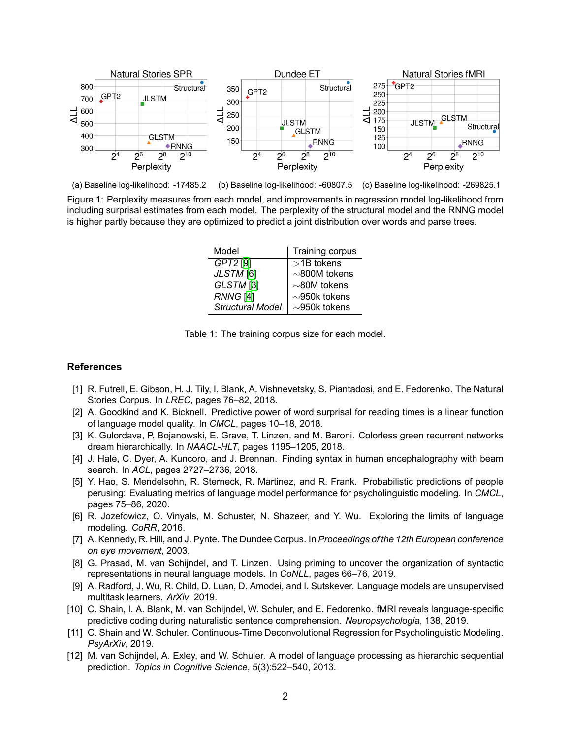Natural Stories SPR

800
700
600
500
400
300

ΔLL

GPT2
JLSTM
Structural
GLSTM
RNNG

$2^4$ $2^6$ $2^8$ $2^{10}$

Perplexity

(a) Baseline log-likelihood: -17485.2

Dundee ET

350
300
250
200
150

ΔLL

GPT2
Structural
JLSTM
GLSTM
RNNG

$2^4$ $2^6$ $2^8$ $2^{10}$

Perplexity

(b) Baseline log-likelihood: -60807.5

Natural Stories fMRI

275
250
225
200
175
150
125
100

ΔLL

GPT2
JLSTM
GLSTM
Structural
RNNG

$2^4$ $2^6$ $2^8$ $2^{10}$

Perplexity

(c) Baseline log-likelihood: -269825.1

Figure 1: Perplexity measures from each model, and improvements in regression model log-likelihood from including surprisal estimates from each model. The perplexity of the structural model and the RNNG model is higher partly because they are optimized to predict a joint distribution over words and parse trees.

| Model | Training corpus |
|---|---|
| *GPT2* [9] | >1B tokens |
| *JLSTM* [6] | ~800M tokens |
| *GLSTM* [3] | ~80M tokens |
| *RNNG* [4] | ~950k tokens |
| *Structural Model* | ~950k tokens |

Table 1: The training corpus size for each model.

## References

[1] R. Futrell, E. Gibson, H. J. Tily, I. Blank, A. Vishnevetsky, S. Piantadosi, and E. Fedorenko. The Natural Stories Corpus. In *LREC*, pages 76–82, 2018.

[2] A. Goodkind and K. Bicknell. Predictive power of word surprisal for reading times is a linear function of language model quality. In *CMCL*, pages 10–18, 2018.

[3] K. Gulordava, P. Bojanowski, E. Grave, T. Linzen, and M. Baroni. Colorless green recurrent networks dream hierarchically. In *NAACL-HLT*, pages 1195–1205, 2018.

[4] J. Hale, C. Dyer, A. Kuncoro, and J. Brennan. Finding syntax in human encephalography with beam search. In *ACL*, pages 2727–2736, 2018.

[5] Y. Hao, S. Mendelsohn, R. Sterneck, R. Martinez, and R. Frank. Probabilistic predictions of people perusing: Evaluating metrics of language model performance for psycholinguistic modeling. In *CMCL*, pages 75–86, 2020.

[6] R. Jozefowicz, O. Vinyals, M. Schuster, N. Shazeer, and Y. Wu. Exploring the limits of language modeling. *CoRR*, 2016.

[7] A. Kennedy, R. Hill, and J. Pynte. The Dundee Corpus. In *Proceedings of the 12th European conference on eye movement*, 2003.

[8] G. Prasad, M. van Schijndel, and T. Linzen. Using priming to uncover the organization of syntactic representations in neural language models. In *CoNLL*, pages 66–76, 2019.

[9] A. Radford, J. Wu, R. Child, D. Luan, D. Amodei, and I. Sutskever. Language models are unsupervised multitask learners. *ArXiv*, 2019.

[10] C. Shain, I. A. Blank, M. van Schijndel, W. Schuler, and E. Fedorenko. fMRI reveals language-specific predictive coding during naturalistic sentence comprehension. *Neuropsychologia*, 138, 2019.

[11] C. Shain and W. Schuler. Continuous-Time Deconvolutional Regression for Psycholinguistic Modeling. *PsyArXiv*, 2019.

[12] M. van Schijndel, A. Exley, and W. Schuler. A model of language processing as hierarchic sequential prediction. *Topics in Cognitive Science*, 5(3):522–540, 2013.